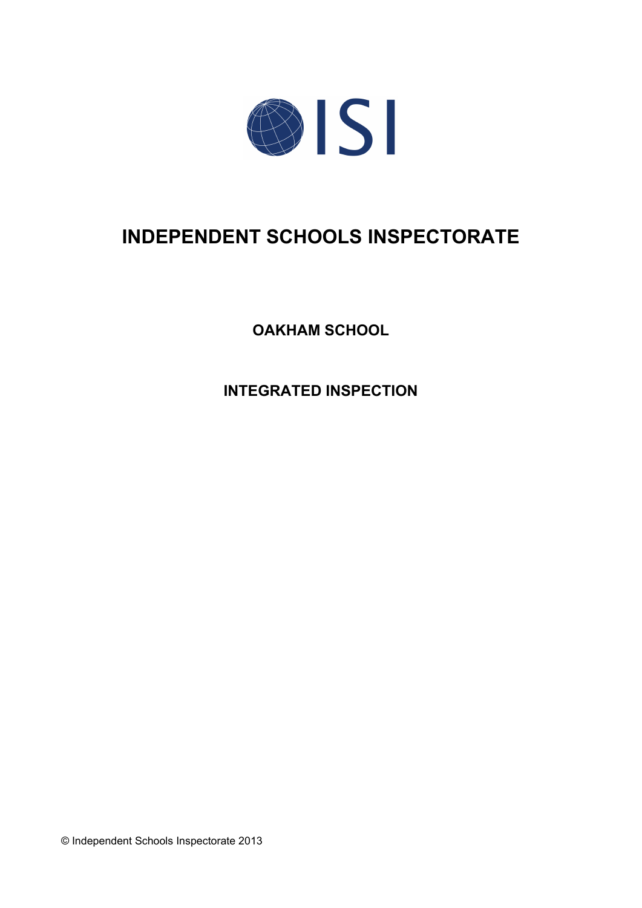ISI

# INDEPENDENT SCHOOLS INSPECTORATE

## OAKHAM SCHOOL

## INTEGRATED INSPECTION

© Independent Schools Inspectorate 2013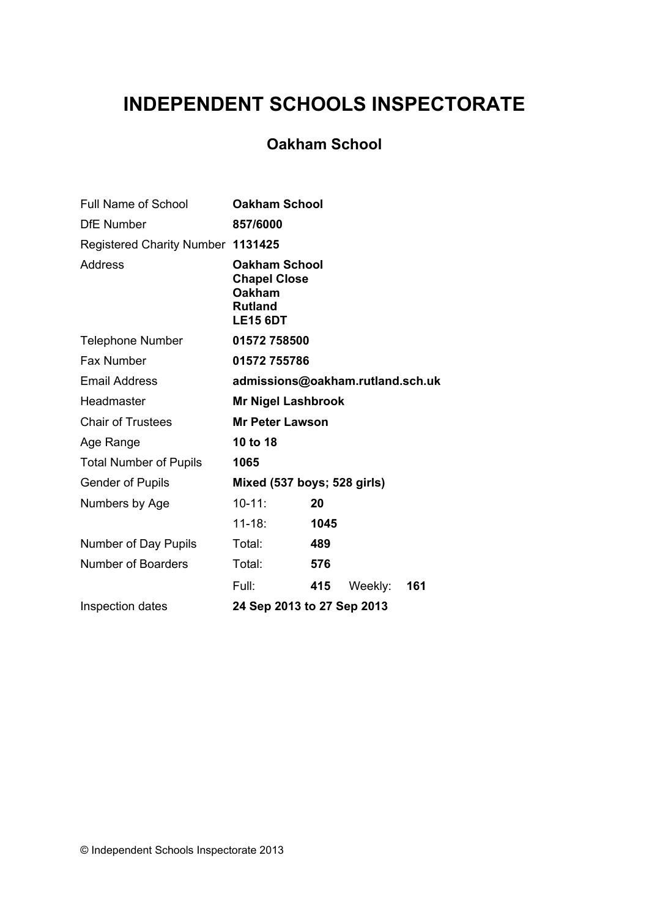# INDEPENDENT SCHOOLS INSPECTORATE

## Oakham School

| | | | | |
|---|---|---|---|---|
| Full Name of School | **Oakham School** | | | |
| DfE Number | **857/6000** | | | |
| Registered Charity Number | **1131425** | | | |
| Address | **Oakham School<br>Chapel Close<br>Oakham<br>Rutland<br>LE15 6DT** | | | |
| Telephone Number | **01572 758500** | | | |
| Fax Number | **01572 755786** | | | |
| Email Address | **admissions@oakham.rutland.sch.uk** | | | |
| Headmaster | **Mr Nigel Lashbrook** | | | |
| Chair of Trustees | **Mr Peter Lawson** | | | |
| Age Range | **10 to 18** | | | |
| Total Number of Pupils | **1065** | | | |
| Gender of Pupils | **Mixed (537 boys; 528 girls)** | | | |
| Numbers by Age | 10-11: | **20** | | |
| | 11-18: | **1045** | | |
| Number of Day Pupils | Total: | **489** | | |
| Number of Boarders | Total: | **576** | | |
| | Full: | **415** | Weekly: | **161** |
| Inspection dates | **24 Sep 2013 to 27 Sep 2013** | | | |

© Independent Schools Inspectorate 2013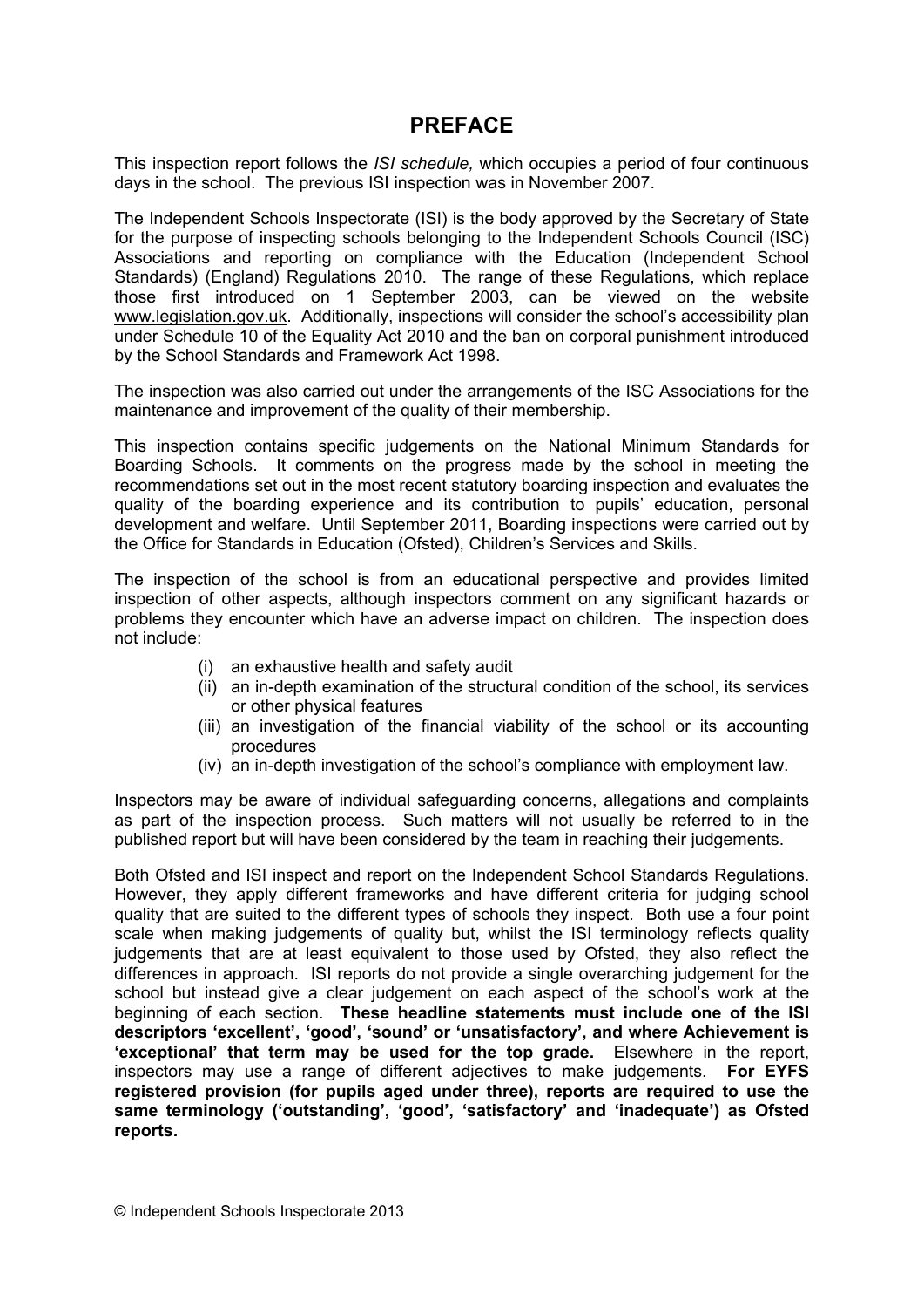# PREFACE

This inspection report follows the *ISI schedule,* which occupies a period of four continuous days in the school. The previous ISI inspection was in November 2007.

The Independent Schools Inspectorate (ISI) is the body approved by the Secretary of State for the purpose of inspecting schools belonging to the Independent Schools Council (ISC) Associations and reporting on compliance with the Education (Independent School Standards) (England) Regulations 2010. The range of these Regulations, which replace those first introduced on 1 September 2003, can be viewed on the website www.legislation.gov.uk. Additionally, inspections will consider the school's accessibility plan under Schedule 10 of the Equality Act 2010 and the ban on corporal punishment introduced by the School Standards and Framework Act 1998.

The inspection was also carried out under the arrangements of the ISC Associations for the maintenance and improvement of the quality of their membership.

This inspection contains specific judgements on the National Minimum Standards for Boarding Schools. It comments on the progress made by the school in meeting the recommendations set out in the most recent statutory boarding inspection and evaluates the quality of the boarding experience and its contribution to pupils' education, personal development and welfare. Until September 2011, Boarding inspections were carried out by the Office for Standards in Education (Ofsted), Children's Services and Skills.

The inspection of the school is from an educational perspective and provides limited inspection of other aspects, although inspectors comment on any significant hazards or problems they encounter which have an adverse impact on children. The inspection does not include:

(i) an exhaustive health and safety audit
(ii) an in-depth examination of the structural condition of the school, its services or other physical features
(iii) an investigation of the financial viability of the school or its accounting procedures
(iv) an in-depth investigation of the school's compliance with employment law.

Inspectors may be aware of individual safeguarding concerns, allegations and complaints as part of the inspection process. Such matters will not usually be referred to in the published report but will have been considered by the team in reaching their judgements.

Both Ofsted and ISI inspect and report on the Independent School Standards Regulations. However, they apply different frameworks and have different criteria for judging school quality that are suited to the different types of schools they inspect. Both use a four point scale when making judgements of quality but, whilst the ISI terminology reflects quality judgements that are at least equivalent to those used by Ofsted, they also reflect the differences in approach. ISI reports do not provide a single overarching judgement for the school but instead give a clear judgement on each aspect of the school's work at the beginning of each section. **These headline statements must include one of the ISI descriptors 'excellent', 'good', 'sound' or 'unsatisfactory', and where Achievement is 'exceptional' that term may be used for the top grade.** Elsewhere in the report, inspectors may use a range of different adjectives to make judgements. **For EYFS registered provision (for pupils aged under three), reports are required to use the same terminology ('outstanding', 'good', 'satisfactory' and 'inadequate') as Ofsted reports.**

© Independent Schools Inspectorate 2013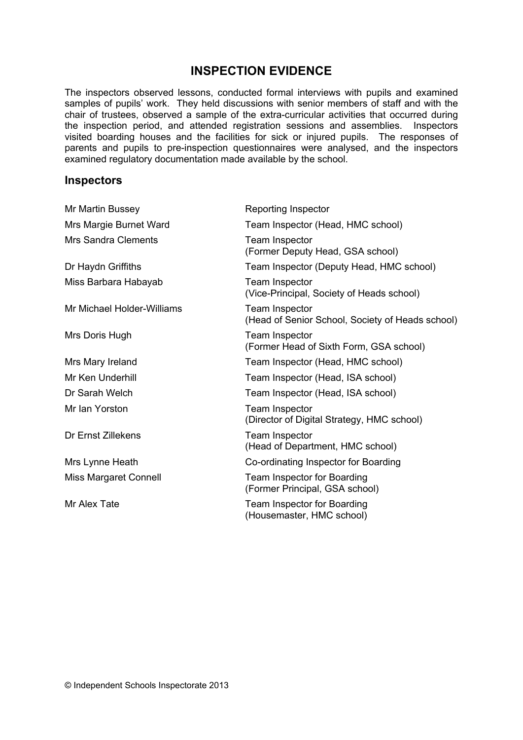# INSPECTION EVIDENCE

The inspectors observed lessons, conducted formal interviews with pupils and examined samples of pupils' work. They held discussions with senior members of staff and with the chair of trustees, observed a sample of the extra-curricular activities that occurred during the inspection period, and attended registration sessions and assemblies. Inspectors visited boarding houses and the facilities for sick or injured pupils. The responses of parents and pupils to pre-inspection questionnaires were analysed, and the inspectors examined regulatory documentation made available by the school.

## Inspectors

| | |
|---|---|
| Mr Martin Bussey | Reporting Inspector |
| Mrs Margie Burnet Ward | Team Inspector (Head, HMC school) |
| Mrs Sandra Clements | Team Inspector (Former Deputy Head, GSA school) |
| Dr Haydn Griffiths | Team Inspector (Deputy Head, HMC school) |
| Miss Barbara Habayab | Team Inspector (Vice-Principal, Society of Heads school) |
| Mr Michael Holder-Williams | Team Inspector (Head of Senior School, Society of Heads school) |
| Mrs Doris Hugh | Team Inspector (Former Head of Sixth Form, GSA school) |
| Mrs Mary Ireland | Team Inspector (Head, HMC school) |
| Mr Ken Underhill | Team Inspector (Head, ISA school) |
| Dr Sarah Welch | Team Inspector (Head, ISA school) |
| Mr Ian Yorston | Team Inspector (Director of Digital Strategy, HMC school) |
| Dr Ernst Zillekens | Team Inspector (Head of Department, HMC school) |
| Mrs Lynne Heath | Co-ordinating Inspector for Boarding |
| Miss Margaret Connell | Team Inspector for Boarding (Former Principal, GSA school) |
| Mr Alex Tate | Team Inspector for Boarding (Housemaster, HMC school) |

© Independent Schools Inspectorate 2013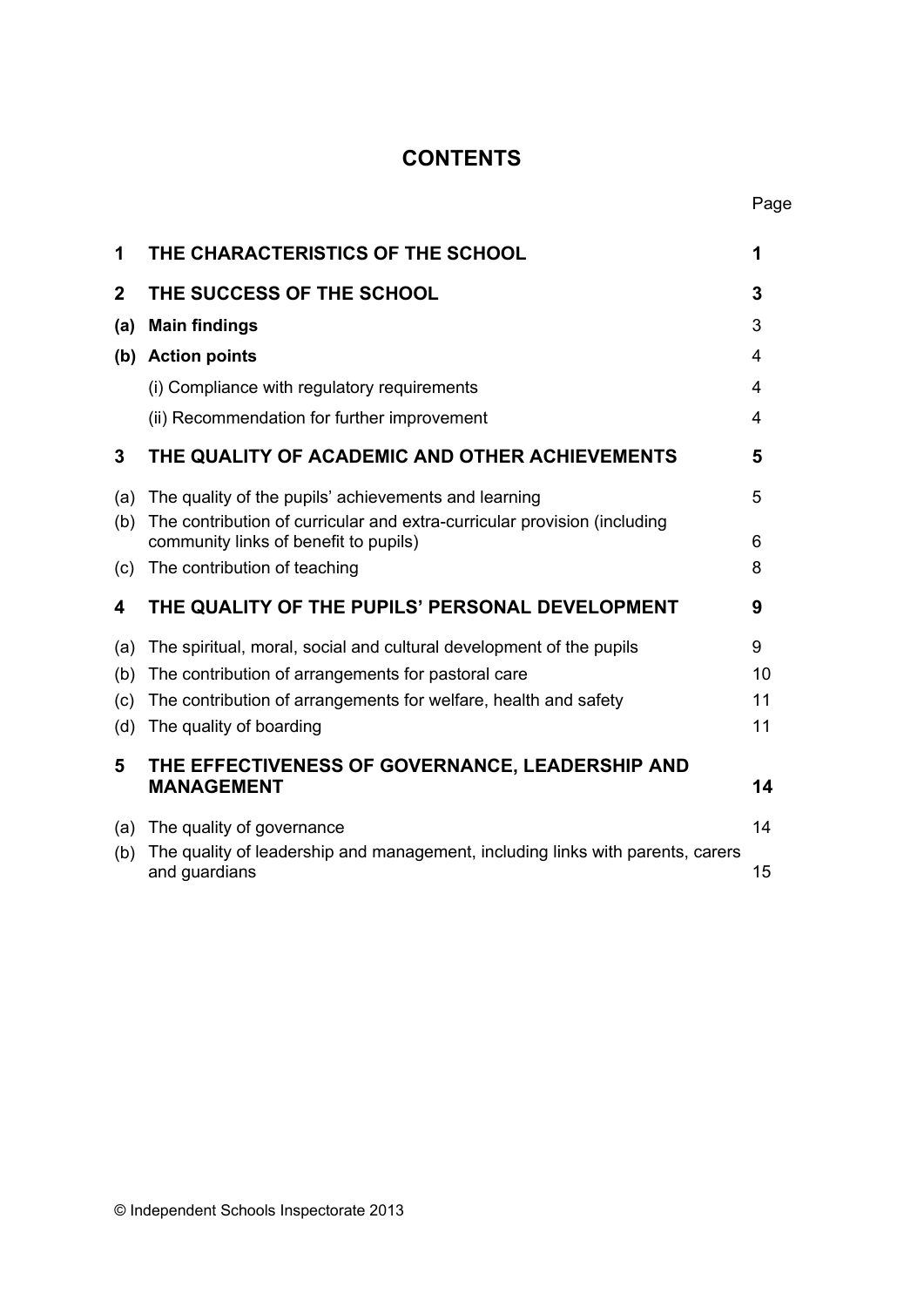# CONTENTS

| | | Page |
|---|---|---|
| **1** | **THE CHARACTERISTICS OF THE SCHOOL** | **1** |
| **2** | **THE SUCCESS OF THE SCHOOL** | **3** |
| **(a)** | **Main findings** | 3 |
| **(b)** | **Action points** | 4 |
| | (i) Compliance with regulatory requirements | 4 |
| | (ii) Recommendation for further improvement | 4 |
| **3** | **THE QUALITY OF ACADEMIC AND OTHER ACHIEVEMENTS** | **5** |
| (a) | The quality of the pupils' achievements and learning | 5 |
| (b) | The contribution of curricular and extra-curricular provision (including community links of benefit to pupils) | 6 |
| (c) | The contribution of teaching | 8 |
| **4** | **THE QUALITY OF THE PUPILS' PERSONAL DEVELOPMENT** | **9** |
| (a) | The spiritual, moral, social and cultural development of the pupils | 9 |
| (b) | The contribution of arrangements for pastoral care | 10 |
| (c) | The contribution of arrangements for welfare, health and safety | 11 |
| (d) | The quality of boarding | 11 |
| **5** | **THE EFFECTIVENESS OF GOVERNANCE, LEADERSHIP AND MANAGEMENT** | **14** |
| (a) | The quality of governance | 14 |
| (b) | The quality of leadership and management, including links with parents, carers and guardians | 15 |

© Independent Schools Inspectorate 2013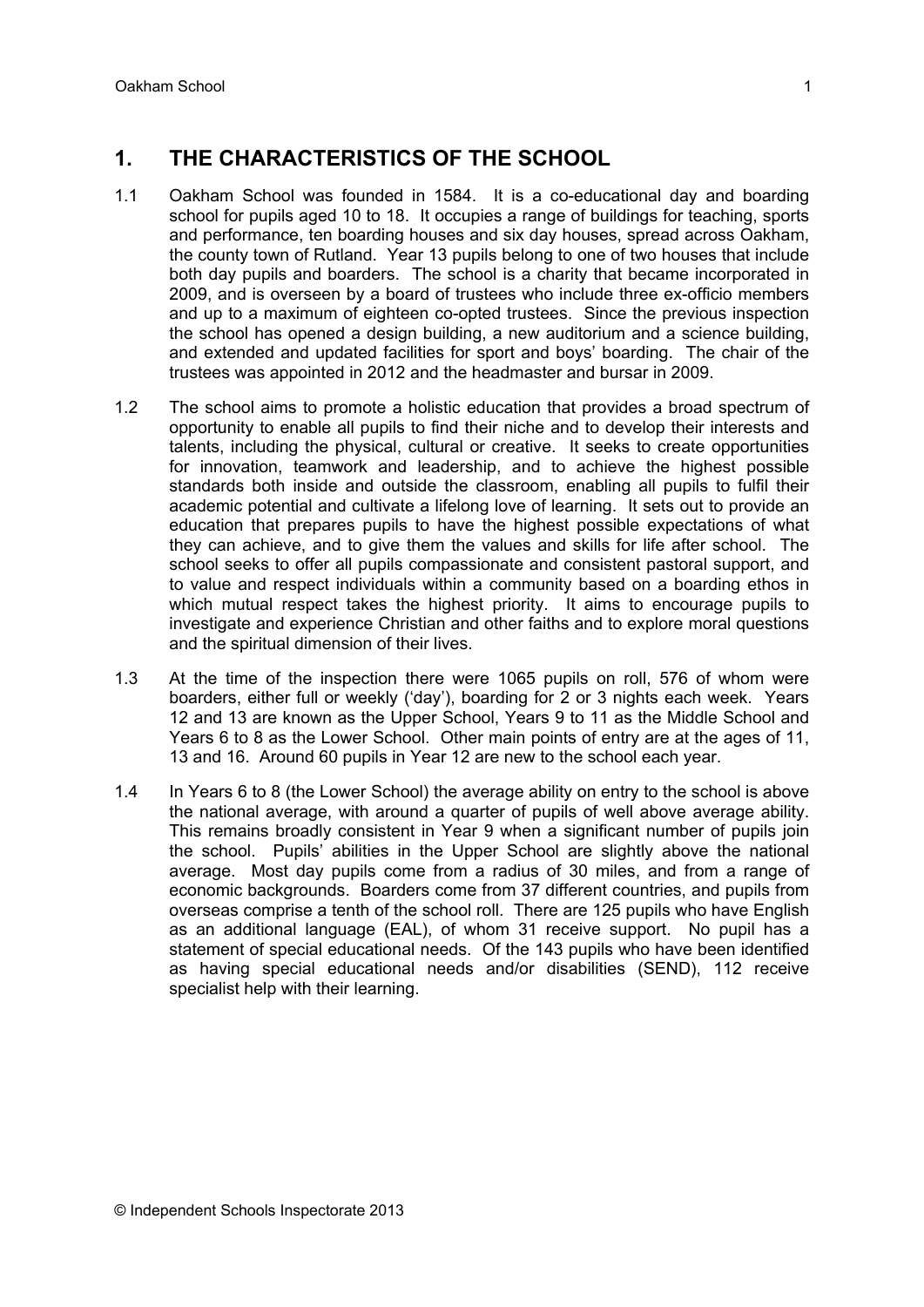## 1. THE CHARACTERISTICS OF THE SCHOOL

1.1 Oakham School was founded in 1584. It is a co-educational day and boarding school for pupils aged 10 to 18. It occupies a range of buildings for teaching, sports and performance, ten boarding houses and six day houses, spread across Oakham, the county town of Rutland. Year 13 pupils belong to one of two houses that include both day pupils and boarders. The school is a charity that became incorporated in 2009, and is overseen by a board of trustees who include three ex-officio members and up to a maximum of eighteen co-opted trustees. Since the previous inspection the school has opened a design building, a new auditorium and a science building, and extended and updated facilities for sport and boys' boarding. The chair of the trustees was appointed in 2012 and the headmaster and bursar in 2009.

1.2 The school aims to promote a holistic education that provides a broad spectrum of opportunity to enable all pupils to find their niche and to develop their interests and talents, including the physical, cultural or creative. It seeks to create opportunities for innovation, teamwork and leadership, and to achieve the highest possible standards both inside and outside the classroom, enabling all pupils to fulfil their academic potential and cultivate a lifelong love of learning. It sets out to provide an education that prepares pupils to have the highest possible expectations of what they can achieve, and to give them the values and skills for life after school. The school seeks to offer all pupils compassionate and consistent pastoral support, and to value and respect individuals within a community based on a boarding ethos in which mutual respect takes the highest priority. It aims to encourage pupils to investigate and experience Christian and other faiths and to explore moral questions and the spiritual dimension of their lives.

1.3 At the time of the inspection there were 1065 pupils on roll, 576 of whom were boarders, either full or weekly ('day'), boarding for 2 or 3 nights each week. Years 12 and 13 are known as the Upper School, Years 9 to 11 as the Middle School and Years 6 to 8 as the Lower School. Other main points of entry are at the ages of 11, 13 and 16. Around 60 pupils in Year 12 are new to the school each year.

1.4 In Years 6 to 8 (the Lower School) the average ability on entry to the school is above the national average, with around a quarter of pupils of well above average ability. This remains broadly consistent in Year 9 when a significant number of pupils join the school. Pupils' abilities in the Upper School are slightly above the national average. Most day pupils come from a radius of 30 miles, and from a range of economic backgrounds. Boarders come from 37 different countries, and pupils from overseas comprise a tenth of the school roll. There are 125 pupils who have English as an additional language (EAL), of whom 31 receive support. No pupil has a statement of special educational needs. Of the 143 pupils who have been identified as having special educational needs and/or disabilities (SEND), 112 receive specialist help with their learning.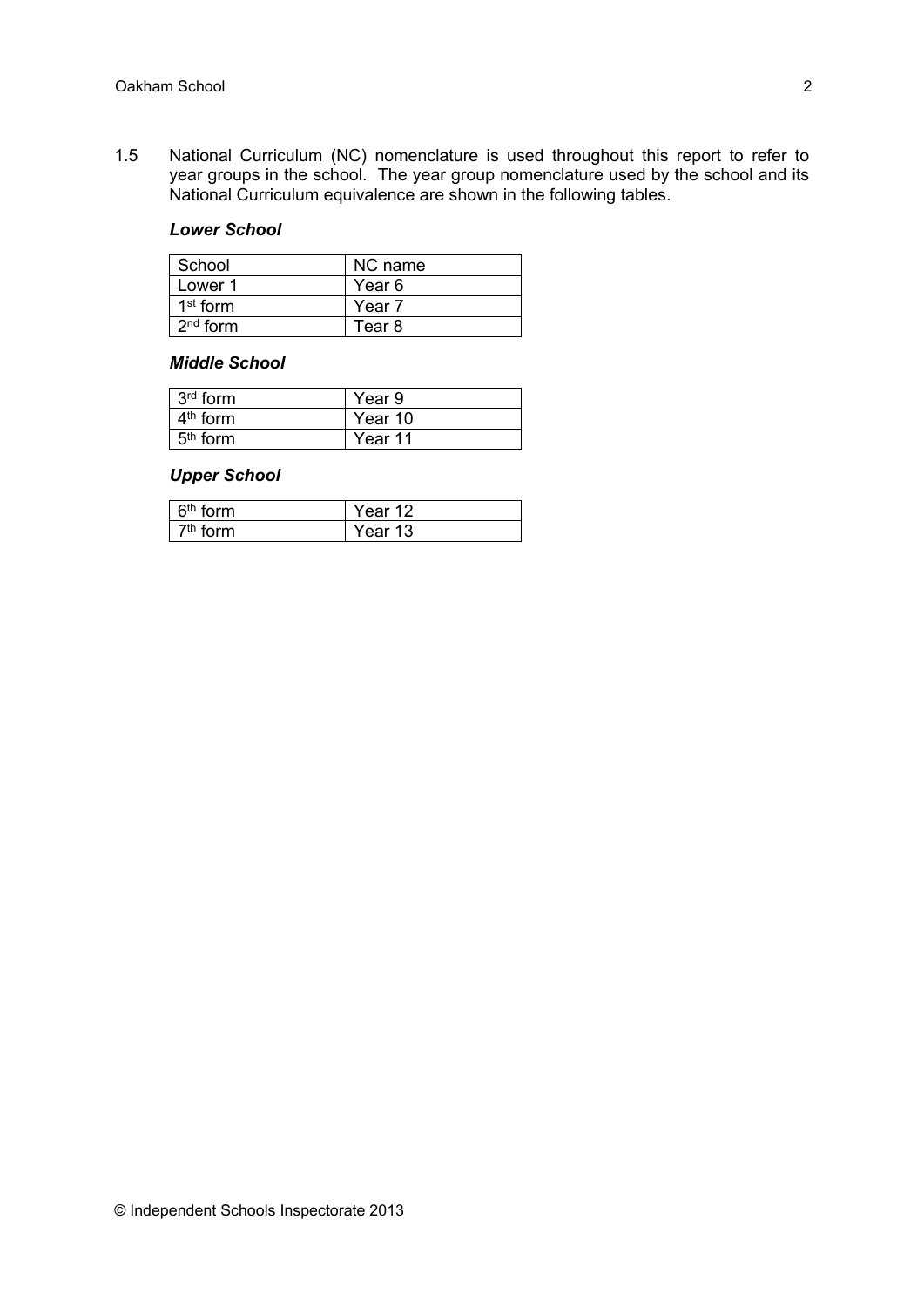1.5 National Curriculum (NC) nomenclature is used throughout this report to refer to year groups in the school. The year group nomenclature used by the school and its National Curriculum equivalence are shown in the following tables.

***Lower School***

| School | NC name |
|---|---|
| Lower 1 | Year 6 |
| 1st form | Year 7 |
| 2nd form | Tear 8 |

***Middle School***

| | |
|---|---|
| 3rd form | Year 9 |
| 4th form | Year 10 |
| 5th form | Year 11 |

***Upper School***

| | |
|---|---|
| 6th form | Year 12 |
| 7th form | Year 13 |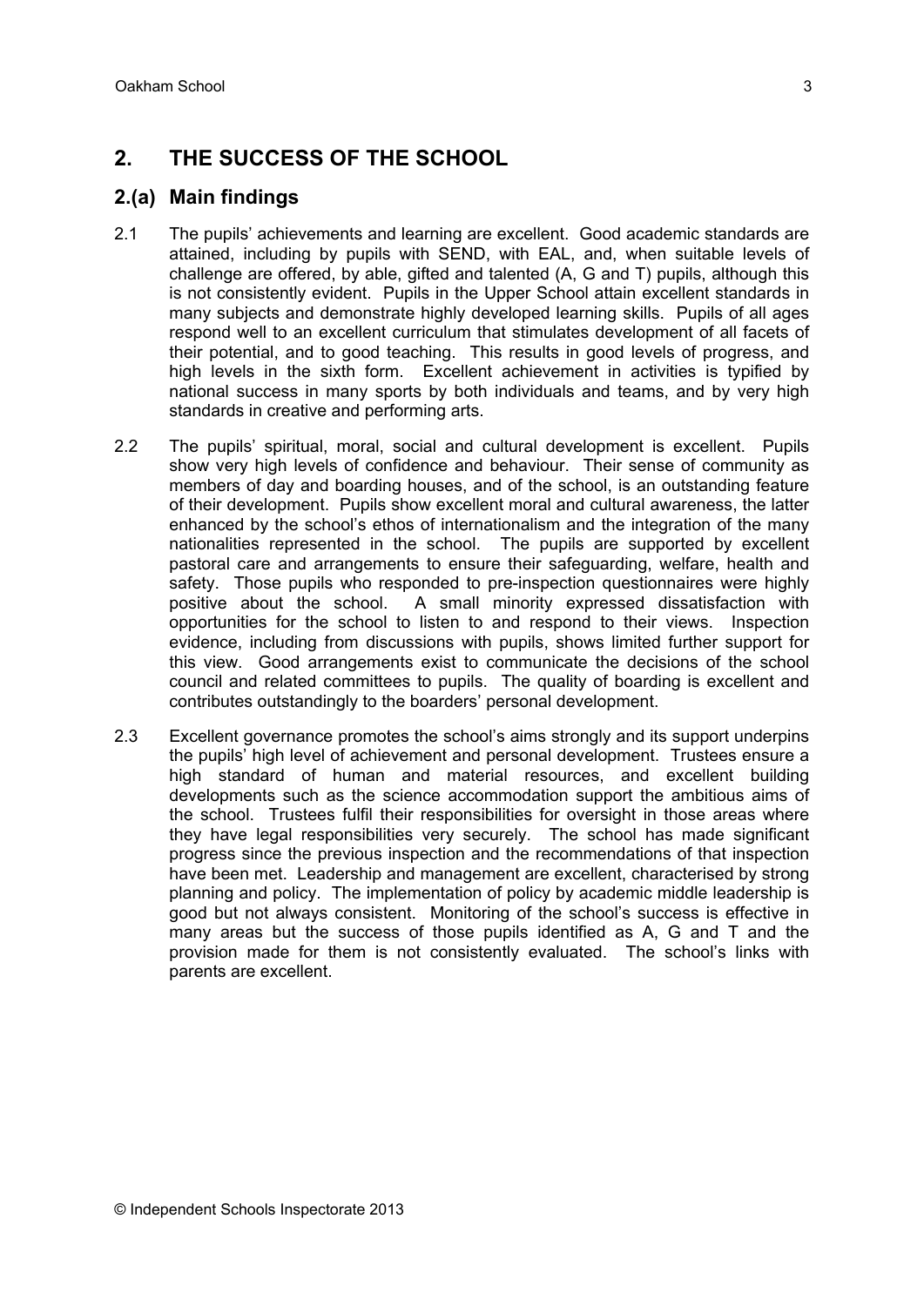## 2. THE SUCCESS OF THE SCHOOL

### 2.(a) Main findings

2.1 The pupils' achievements and learning are excellent. Good academic standards are attained, including by pupils with SEND, with EAL, and, when suitable levels of challenge are offered, by able, gifted and talented (A, G and T) pupils, although this is not consistently evident. Pupils in the Upper School attain excellent standards in many subjects and demonstrate highly developed learning skills. Pupils of all ages respond well to an excellent curriculum that stimulates development of all facets of their potential, and to good teaching. This results in good levels of progress, and high levels in the sixth form. Excellent achievement in activities is typified by national success in many sports by both individuals and teams, and by very high standards in creative and performing arts.

2.2 The pupils' spiritual, moral, social and cultural development is excellent. Pupils show very high levels of confidence and behaviour. Their sense of community as members of day and boarding houses, and of the school, is an outstanding feature of their development. Pupils show excellent moral and cultural awareness, the latter enhanced by the school's ethos of internationalism and the integration of the many nationalities represented in the school. The pupils are supported by excellent pastoral care and arrangements to ensure their safeguarding, welfare, health and safety. Those pupils who responded to pre-inspection questionnaires were highly positive about the school. A small minority expressed dissatisfaction with opportunities for the school to listen to and respond to their views. Inspection evidence, including from discussions with pupils, shows limited further support for this view. Good arrangements exist to communicate the decisions of the school council and related committees to pupils. The quality of boarding is excellent and contributes outstandingly to the boarders' personal development.

2.3 Excellent governance promotes the school's aims strongly and its support underpins the pupils' high level of achievement and personal development. Trustees ensure a high standard of human and material resources, and excellent building developments such as the science accommodation support the ambitious aims of the school. Trustees fulfil their responsibilities for oversight in those areas where they have legal responsibilities very securely. The school has made significant progress since the previous inspection and the recommendations of that inspection have been met. Leadership and management are excellent, characterised by strong planning and policy. The implementation of policy by academic middle leadership is good but not always consistent. Monitoring of the school's success is effective in many areas but the success of those pupils identified as A, G and T and the provision made for them is not consistently evaluated. The school's links with parents are excellent.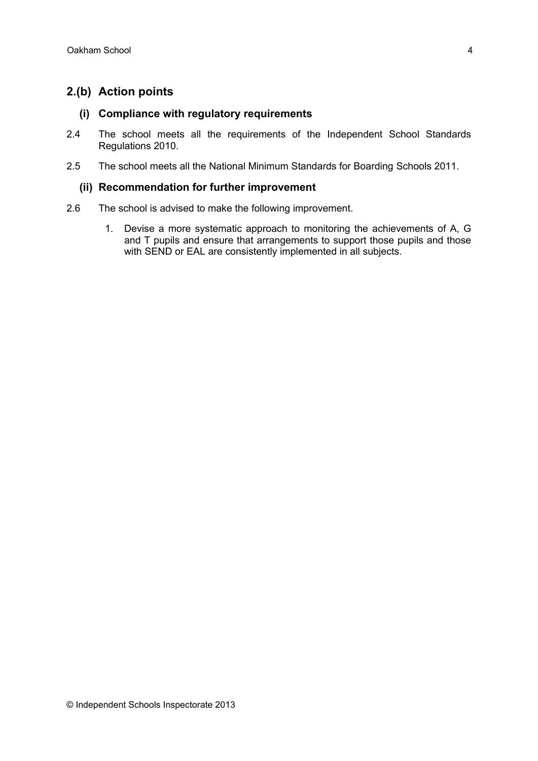## 2.(b) Action points

### (i) Compliance with regulatory requirements

2.4 The school meets all the requirements of the Independent School Standards Regulations 2010.

2.5 The school meets all the National Minimum Standards for Boarding Schools 2011.

### (ii) Recommendation for further improvement

2.6 The school is advised to make the following improvement.

1. Devise a more systematic approach to monitoring the achievements of A, G and T pupils and ensure that arrangements to support those pupils and those with SEND or EAL are consistently implemented in all subjects.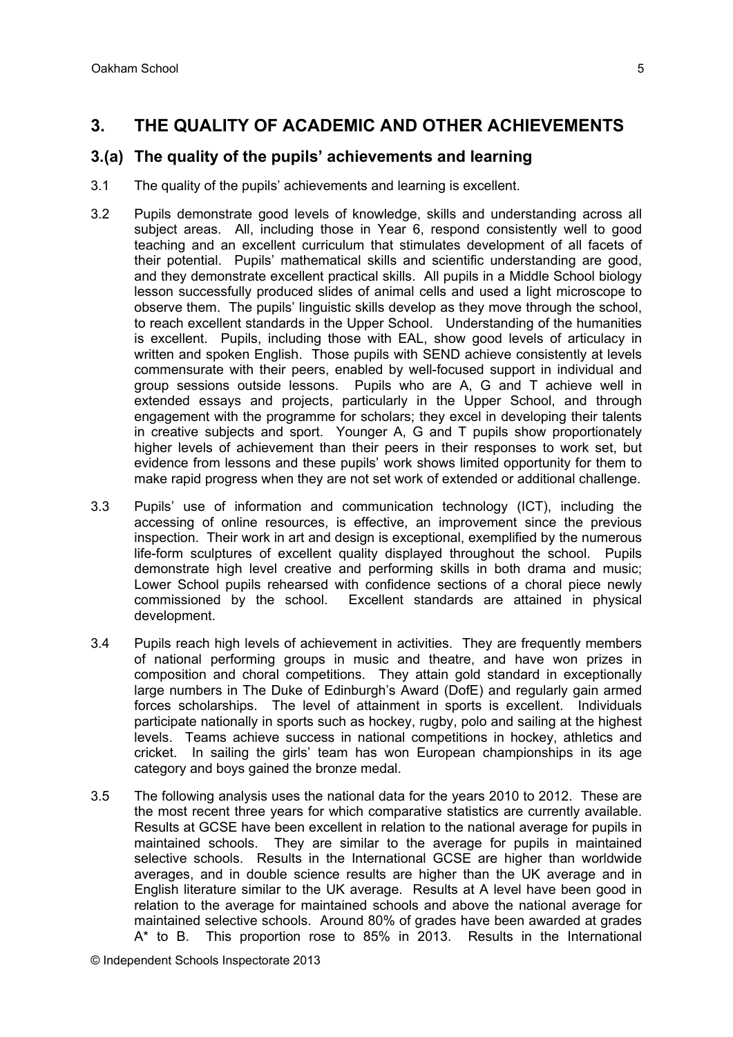## 3. THE QUALITY OF ACADEMIC AND OTHER ACHIEVEMENTS

### 3.(a) The quality of the pupils' achievements and learning

3.1 The quality of the pupils' achievements and learning is excellent.

3.2 Pupils demonstrate good levels of knowledge, skills and understanding across all subject areas. All, including those in Year 6, respond consistently well to good teaching and an excellent curriculum that stimulates development of all facets of their potential. Pupils' mathematical skills and scientific understanding are good, and they demonstrate excellent practical skills. All pupils in a Middle School biology lesson successfully produced slides of animal cells and used a light microscope to observe them. The pupils' linguistic skills develop as they move through the school, to reach excellent standards in the Upper School. Understanding of the humanities is excellent. Pupils, including those with EAL, show good levels of articulacy in written and spoken English. Those pupils with SEND achieve consistently at levels commensurate with their peers, enabled by well-focused support in individual and group sessions outside lessons. Pupils who are A, G and T achieve well in extended essays and projects, particularly in the Upper School, and through engagement with the programme for scholars; they excel in developing their talents in creative subjects and sport. Younger A, G and T pupils show proportionately higher levels of achievement than their peers in their responses to work set, but evidence from lessons and these pupils' work shows limited opportunity for them to make rapid progress when they are not set work of extended or additional challenge.

3.3 Pupils' use of information and communication technology (ICT), including the accessing of online resources, is effective, an improvement since the previous inspection. Their work in art and design is exceptional, exemplified by the numerous life-form sculptures of excellent quality displayed throughout the school. Pupils demonstrate high level creative and performing skills in both drama and music; Lower School pupils rehearsed with confidence sections of a choral piece newly commissioned by the school. Excellent standards are attained in physical development.

3.4 Pupils reach high levels of achievement in activities. They are frequently members of national performing groups in music and theatre, and have won prizes in composition and choral competitions. They attain gold standard in exceptionally large numbers in The Duke of Edinburgh's Award (DofE) and regularly gain armed forces scholarships. The level of attainment in sports is excellent. Individuals participate nationally in sports such as hockey, rugby, polo and sailing at the highest levels. Teams achieve success in national competitions in hockey, athletics and cricket. In sailing the girls' team has won European championships in its age category and boys gained the bronze medal.

3.5 The following analysis uses the national data for the years 2010 to 2012. These are the most recent three years for which comparative statistics are currently available. Results at GCSE have been excellent in relation to the national average for pupils in maintained schools. They are similar to the average for pupils in maintained selective schools. Results in the International GCSE are higher than worldwide averages, and in double science results are higher than the UK average and in English literature similar to the UK average. Results at A level have been good in relation to the average for maintained schools and above the national average for maintained selective schools. Around 80% of grades have been awarded at grades A* to B. This proportion rose to 85% in 2013. Results in the International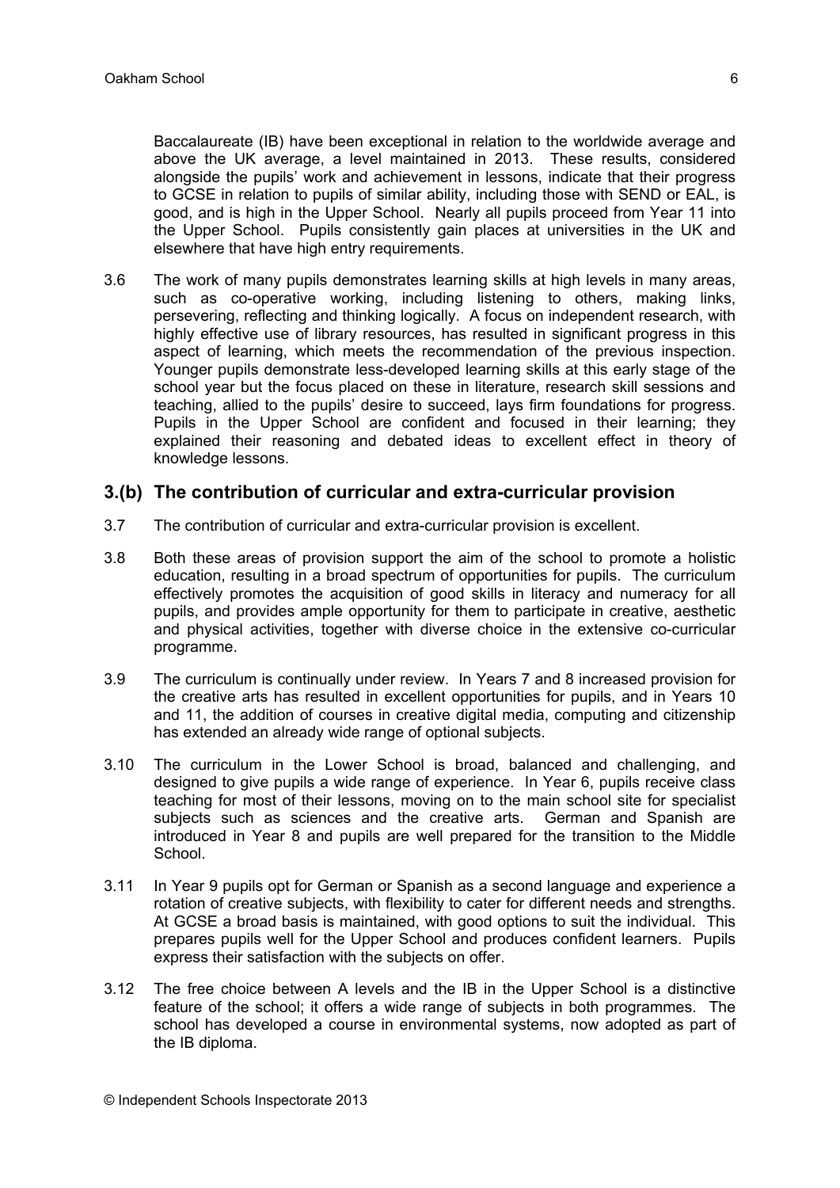Baccalaureate (IB) have been exceptional in relation to the worldwide average and above the UK average, a level maintained in 2013. These results, considered alongside the pupils' work and achievement in lessons, indicate that their progress to GCSE in relation to pupils of similar ability, including those with SEND or EAL, is good, and is high in the Upper School. Nearly all pupils proceed from Year 11 into the Upper School. Pupils consistently gain places at universities in the UK and elsewhere that have high entry requirements.

3.6 The work of many pupils demonstrates learning skills at high levels in many areas, such as co-operative working, including listening to others, making links, persevering, reflecting and thinking logically. A focus on independent research, with highly effective use of library resources, has resulted in significant progress in this aspect of learning, which meets the recommendation of the previous inspection. Younger pupils demonstrate less-developed learning skills at this early stage of the school year but the focus placed on these in literature, research skill sessions and teaching, allied to the pupils' desire to succeed, lays firm foundations for progress. Pupils in the Upper School are confident and focused in their learning; they explained their reasoning and debated ideas to excellent effect in theory of knowledge lessons.

## 3.(b) The contribution of curricular and extra-curricular provision

3.7 The contribution of curricular and extra-curricular provision is excellent.

3.8 Both these areas of provision support the aim of the school to promote a holistic education, resulting in a broad spectrum of opportunities for pupils. The curriculum effectively promotes the acquisition of good skills in literacy and numeracy for all pupils, and provides ample opportunity for them to participate in creative, aesthetic and physical activities, together with diverse choice in the extensive co-curricular programme.

3.9 The curriculum is continually under review. In Years 7 and 8 increased provision for the creative arts has resulted in excellent opportunities for pupils, and in Years 10 and 11, the addition of courses in creative digital media, computing and citizenship has extended an already wide range of optional subjects.

3.10 The curriculum in the Lower School is broad, balanced and challenging, and designed to give pupils a wide range of experience. In Year 6, pupils receive class teaching for most of their lessons, moving on to the main school site for specialist subjects such as sciences and the creative arts. German and Spanish are introduced in Year 8 and pupils are well prepared for the transition to the Middle School.

3.11 In Year 9 pupils opt for German or Spanish as a second language and experience a rotation of creative subjects, with flexibility to cater for different needs and strengths. At GCSE a broad basis is maintained, with good options to suit the individual. This prepares pupils well for the Upper School and produces confident learners. Pupils express their satisfaction with the subjects on offer.

3.12 The free choice between A levels and the IB in the Upper School is a distinctive feature of the school; it offers a wide range of subjects in both programmes. The school has developed a course in environmental systems, now adopted as part of the IB diploma.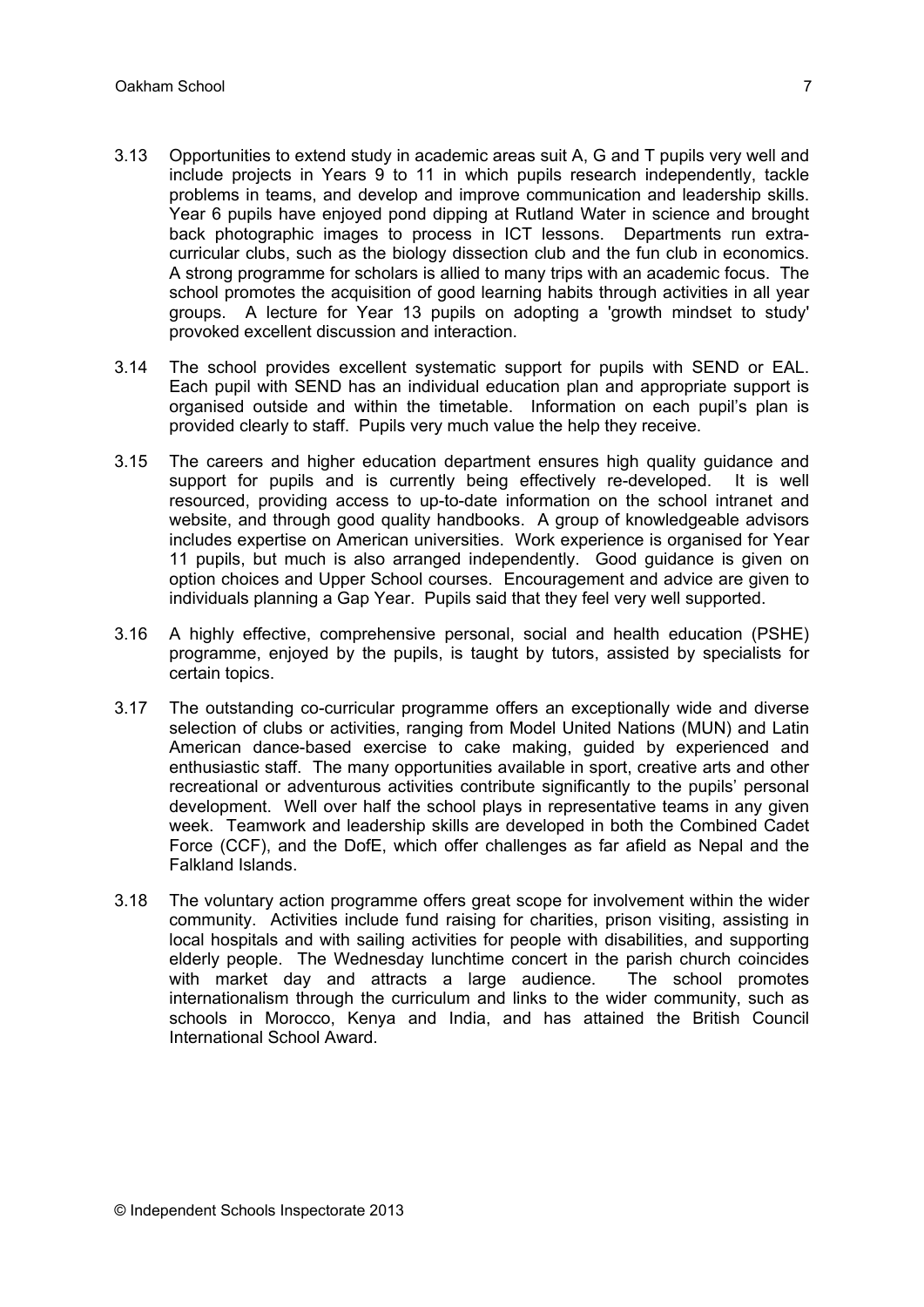3.13 Opportunities to extend study in academic areas suit A, G and T pupils very well and include projects in Years 9 to 11 in which pupils research independently, tackle problems in teams, and develop and improve communication and leadership skills. Year 6 pupils have enjoyed pond dipping at Rutland Water in science and brought back photographic images to process in ICT lessons. Departments run extra-curricular clubs, such as the biology dissection club and the fun club in economics. A strong programme for scholars is allied to many trips with an academic focus. The school promotes the acquisition of good learning habits through activities in all year groups. A lecture for Year 13 pupils on adopting a 'growth mindset to study' provoked excellent discussion and interaction.

3.14 The school provides excellent systematic support for pupils with SEND or EAL. Each pupil with SEND has an individual education plan and appropriate support is organised outside and within the timetable. Information on each pupil's plan is provided clearly to staff. Pupils very much value the help they receive.

3.15 The careers and higher education department ensures high quality guidance and support for pupils and is currently being effectively re-developed. It is well resourced, providing access to up-to-date information on the school intranet and website, and through good quality handbooks. A group of knowledgeable advisors includes expertise on American universities. Work experience is organised for Year 11 pupils, but much is also arranged independently. Good guidance is given on option choices and Upper School courses. Encouragement and advice are given to individuals planning a Gap Year. Pupils said that they feel very well supported.

3.16 A highly effective, comprehensive personal, social and health education (PSHE) programme, enjoyed by the pupils, is taught by tutors, assisted by specialists for certain topics.

3.17 The outstanding co-curricular programme offers an exceptionally wide and diverse selection of clubs or activities, ranging from Model United Nations (MUN) and Latin American dance-based exercise to cake making, guided by experienced and enthusiastic staff. The many opportunities available in sport, creative arts and other recreational or adventurous activities contribute significantly to the pupils' personal development. Well over half the school plays in representative teams in any given week. Teamwork and leadership skills are developed in both the Combined Cadet Force (CCF), and the DofE, which offer challenges as far afield as Nepal and the Falkland Islands.

3.18 The voluntary action programme offers great scope for involvement within the wider community. Activities include fund raising for charities, prison visiting, assisting in local hospitals and with sailing activities for people with disabilities, and supporting elderly people. The Wednesday lunchtime concert in the parish church coincides with market day and attracts a large audience. The school promotes internationalism through the curriculum and links to the wider community, such as schools in Morocco, Kenya and India, and has attained the British Council International School Award.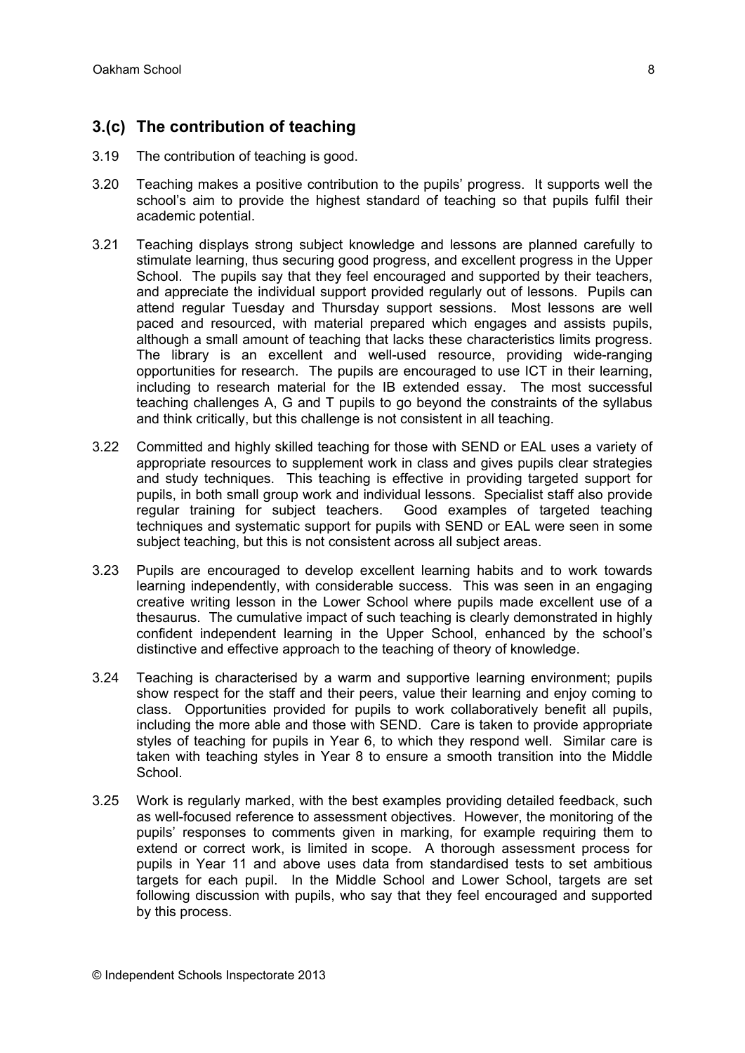## 3.(c) The contribution of teaching

3.19 The contribution of teaching is good.

3.20 Teaching makes a positive contribution to the pupils' progress. It supports well the school's aim to provide the highest standard of teaching so that pupils fulfil their academic potential.

3.21 Teaching displays strong subject knowledge and lessons are planned carefully to stimulate learning, thus securing good progress, and excellent progress in the Upper School. The pupils say that they feel encouraged and supported by their teachers, and appreciate the individual support provided regularly out of lessons. Pupils can attend regular Tuesday and Thursday support sessions. Most lessons are well paced and resourced, with material prepared which engages and assists pupils, although a small amount of teaching that lacks these characteristics limits progress. The library is an excellent and well-used resource, providing wide-ranging opportunities for research. The pupils are encouraged to use ICT in their learning, including to research material for the IB extended essay. The most successful teaching challenges A, G and T pupils to go beyond the constraints of the syllabus and think critically, but this challenge is not consistent in all teaching.

3.22 Committed and highly skilled teaching for those with SEND or EAL uses a variety of appropriate resources to supplement work in class and gives pupils clear strategies and study techniques. This teaching is effective in providing targeted support for pupils, in both small group work and individual lessons. Specialist staff also provide regular training for subject teachers. Good examples of targeted teaching techniques and systematic support for pupils with SEND or EAL were seen in some subject teaching, but this is not consistent across all subject areas.

3.23 Pupils are encouraged to develop excellent learning habits and to work towards learning independently, with considerable success. This was seen in an engaging creative writing lesson in the Lower School where pupils made excellent use of a thesaurus. The cumulative impact of such teaching is clearly demonstrated in highly confident independent learning in the Upper School, enhanced by the school's distinctive and effective approach to the teaching of theory of knowledge.

3.24 Teaching is characterised by a warm and supportive learning environment; pupils show respect for the staff and their peers, value their learning and enjoy coming to class. Opportunities provided for pupils to work collaboratively benefit all pupils, including the more able and those with SEND. Care is taken to provide appropriate styles of teaching for pupils in Year 6, to which they respond well. Similar care is taken with teaching styles in Year 8 to ensure a smooth transition into the Middle School.

3.25 Work is regularly marked, with the best examples providing detailed feedback, such as well-focused reference to assessment objectives. However, the monitoring of the pupils' responses to comments given in marking, for example requiring them to extend or correct work, is limited in scope. A thorough assessment process for pupils in Year 11 and above uses data from standardised tests to set ambitious targets for each pupil. In the Middle School and Lower School, targets are set following discussion with pupils, who say that they feel encouraged and supported by this process.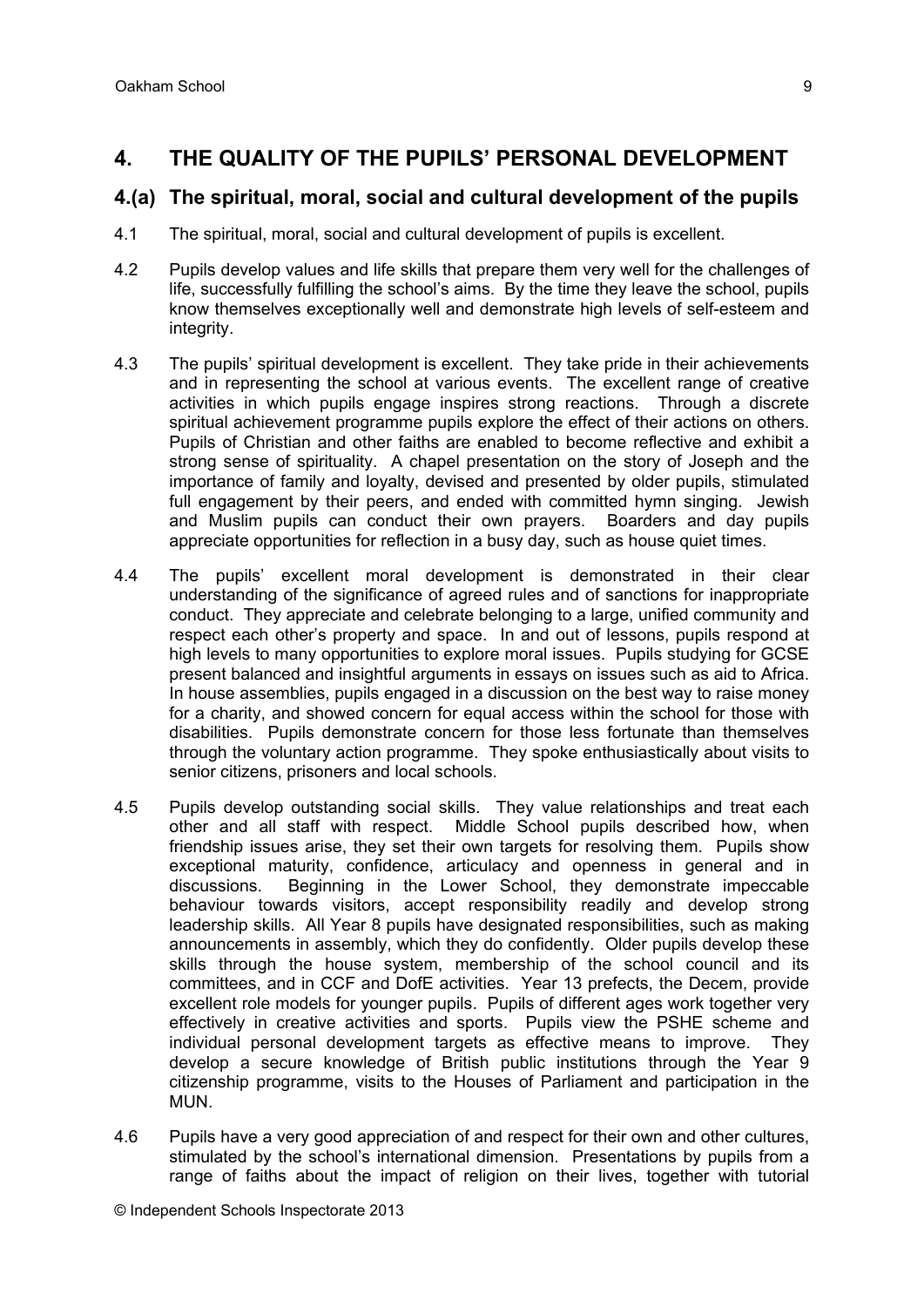## 4. THE QUALITY OF THE PUPILS' PERSONAL DEVELOPMENT

### 4.(a) The spiritual, moral, social and cultural development of the pupils

4.1 The spiritual, moral, social and cultural development of pupils is excellent.

4.2 Pupils develop values and life skills that prepare them very well for the challenges of life, successfully fulfilling the school's aims. By the time they leave the school, pupils know themselves exceptionally well and demonstrate high levels of self-esteem and integrity.

4.3 The pupils' spiritual development is excellent. They take pride in their achievements and in representing the school at various events. The excellent range of creative activities in which pupils engage inspires strong reactions. Through a discrete spiritual achievement programme pupils explore the effect of their actions on others. Pupils of Christian and other faiths are enabled to become reflective and exhibit a strong sense of spirituality. A chapel presentation on the story of Joseph and the importance of family and loyalty, devised and presented by older pupils, stimulated full engagement by their peers, and ended with committed hymn singing. Jewish and Muslim pupils can conduct their own prayers. Boarders and day pupils appreciate opportunities for reflection in a busy day, such as house quiet times.

4.4 The pupils' excellent moral development is demonstrated in their clear understanding of the significance of agreed rules and of sanctions for inappropriate conduct. They appreciate and celebrate belonging to a large, unified community and respect each other's property and space. In and out of lessons, pupils respond at high levels to many opportunities to explore moral issues. Pupils studying for GCSE present balanced and insightful arguments in essays on issues such as aid to Africa. In house assemblies, pupils engaged in a discussion on the best way to raise money for a charity, and showed concern for equal access within the school for those with disabilities. Pupils demonstrate concern for those less fortunate than themselves through the voluntary action programme. They spoke enthusiastically about visits to senior citizens, prisoners and local schools.

4.5 Pupils develop outstanding social skills. They value relationships and treat each other and all staff with respect. Middle School pupils described how, when friendship issues arise, they set their own targets for resolving them. Pupils show exceptional maturity, confidence, articulacy and openness in general and in discussions. Beginning in the Lower School, they demonstrate impeccable behaviour towards visitors, accept responsibility readily and develop strong leadership skills. All Year 8 pupils have designated responsibilities, such as making announcements in assembly, which they do confidently. Older pupils develop these skills through the house system, membership of the school council and its committees, and in CCF and DofE activities. Year 13 prefects, the Decem, provide excellent role models for younger pupils. Pupils of different ages work together very effectively in creative activities and sports. Pupils view the PSHE scheme and individual personal development targets as effective means to improve. They develop a secure knowledge of British public institutions through the Year 9 citizenship programme, visits to the Houses of Parliament and participation in the MUN.

4.6 Pupils have a very good appreciation of and respect for their own and other cultures, stimulated by the school's international dimension. Presentations by pupils from a range of faiths about the impact of religion on their lives, together with tutorial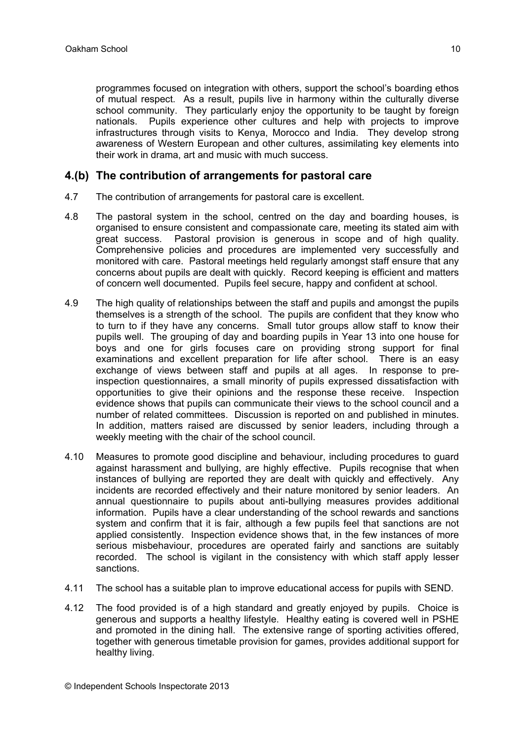programmes focused on integration with others, support the school's boarding ethos of mutual respect. As a result, pupils live in harmony within the culturally diverse school community. They particularly enjoy the opportunity to be taught by foreign nationals. Pupils experience other cultures and help with projects to improve infrastructures through visits to Kenya, Morocco and India. They develop strong awareness of Western European and other cultures, assimilating key elements into their work in drama, art and music with much success.

## 4.(b) The contribution of arrangements for pastoral care

4.7 The contribution of arrangements for pastoral care is excellent.

4.8 The pastoral system in the school, centred on the day and boarding houses, is organised to ensure consistent and compassionate care, meeting its stated aim with great success. Pastoral provision is generous in scope and of high quality. Comprehensive policies and procedures are implemented very successfully and monitored with care. Pastoral meetings held regularly amongst staff ensure that any concerns about pupils are dealt with quickly. Record keeping is efficient and matters of concern well documented. Pupils feel secure, happy and confident at school.

4.9 The high quality of relationships between the staff and pupils and amongst the pupils themselves is a strength of the school. The pupils are confident that they know who to turn to if they have any concerns. Small tutor groups allow staff to know their pupils well. The grouping of day and boarding pupils in Year 13 into one house for boys and one for girls focuses care on providing strong support for final examinations and excellent preparation for life after school. There is an easy exchange of views between staff and pupils at all ages. In response to pre-inspection questionnaires, a small minority of pupils expressed dissatisfaction with opportunities to give their opinions and the response these receive. Inspection evidence shows that pupils can communicate their views to the school council and a number of related committees. Discussion is reported on and published in minutes. In addition, matters raised are discussed by senior leaders, including through a weekly meeting with the chair of the school council.

4.10 Measures to promote good discipline and behaviour, including procedures to guard against harassment and bullying, are highly effective. Pupils recognise that when instances of bullying are reported they are dealt with quickly and effectively. Any incidents are recorded effectively and their nature monitored by senior leaders. An annual questionnaire to pupils about anti-bullying measures provides additional information. Pupils have a clear understanding of the school rewards and sanctions system and confirm that it is fair, although a few pupils feel that sanctions are not applied consistently. Inspection evidence shows that, in the few instances of more serious misbehaviour, procedures are operated fairly and sanctions are suitably recorded. The school is vigilant in the consistency with which staff apply lesser sanctions.

4.11 The school has a suitable plan to improve educational access for pupils with SEND.

4.12 The food provided is of a high standard and greatly enjoyed by pupils. Choice is generous and supports a healthy lifestyle. Healthy eating is covered well in PSHE and promoted in the dining hall. The extensive range of sporting activities offered, together with generous timetable provision for games, provides additional support for healthy living.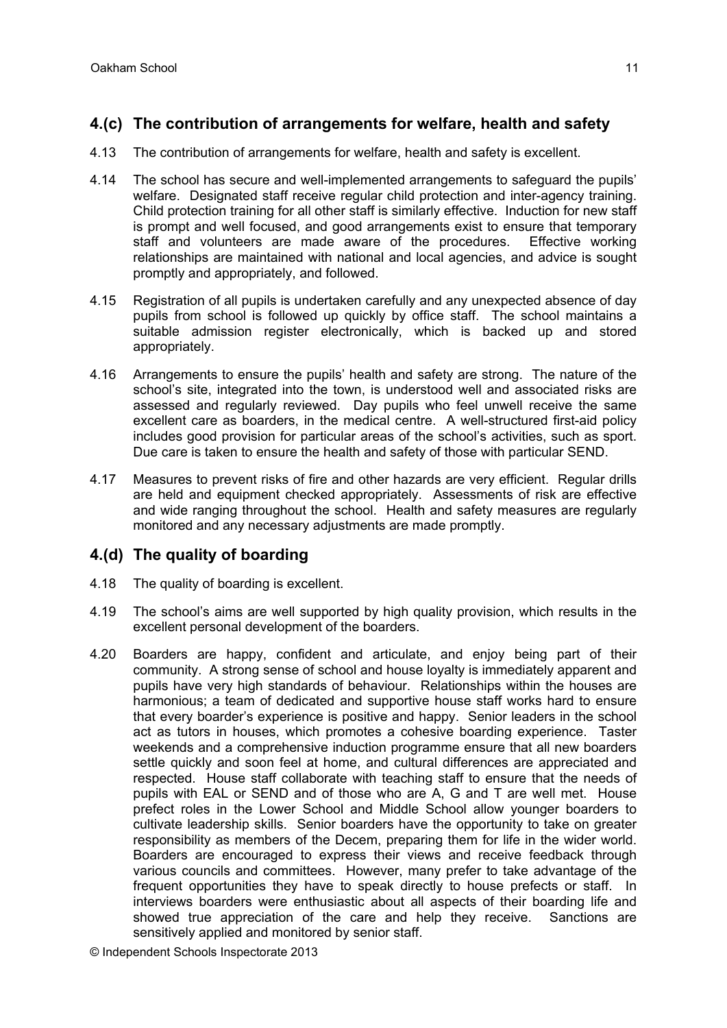## 4.(c) The contribution of arrangements for welfare, health and safety

4.13 The contribution of arrangements for welfare, health and safety is excellent.

4.14 The school has secure and well-implemented arrangements to safeguard the pupils' welfare. Designated staff receive regular child protection and inter-agency training. Child protection training for all other staff is similarly effective. Induction for new staff is prompt and well focused, and good arrangements exist to ensure that temporary staff and volunteers are made aware of the procedures. Effective working relationships are maintained with national and local agencies, and advice is sought promptly and appropriately, and followed.

4.15 Registration of all pupils is undertaken carefully and any unexpected absence of day pupils from school is followed up quickly by office staff. The school maintains a suitable admission register electronically, which is backed up and stored appropriately.

4.16 Arrangements to ensure the pupils' health and safety are strong. The nature of the school's site, integrated into the town, is understood well and associated risks are assessed and regularly reviewed. Day pupils who feel unwell receive the same excellent care as boarders, in the medical centre. A well-structured first-aid policy includes good provision for particular areas of the school's activities, such as sport. Due care is taken to ensure the health and safety of those with particular SEND.

4.17 Measures to prevent risks of fire and other hazards are very efficient. Regular drills are held and equipment checked appropriately. Assessments of risk are effective and wide ranging throughout the school. Health and safety measures are regularly monitored and any necessary adjustments are made promptly.

## 4.(d) The quality of boarding

4.18 The quality of boarding is excellent.

4.19 The school's aims are well supported by high quality provision, which results in the excellent personal development of the boarders.

4.20 Boarders are happy, confident and articulate, and enjoy being part of their community. A strong sense of school and house loyalty is immediately apparent and pupils have very high standards of behaviour. Relationships within the houses are harmonious; a team of dedicated and supportive house staff works hard to ensure that every boarder's experience is positive and happy. Senior leaders in the school act as tutors in houses, which promotes a cohesive boarding experience. Taster weekends and a comprehensive induction programme ensure that all new boarders settle quickly and soon feel at home, and cultural differences are appreciated and respected. House staff collaborate with teaching staff to ensure that the needs of pupils with EAL or SEND and of those who are A, G and T are well met. House prefect roles in the Lower School and Middle School allow younger boarders to cultivate leadership skills. Senior boarders have the opportunity to take on greater responsibility as members of the Decem, preparing them for life in the wider world. Boarders are encouraged to express their views and receive feedback through various councils and committees. However, many prefer to take advantage of the frequent opportunities they have to speak directly to house prefects or staff. In interviews boarders were enthusiastic about all aspects of their boarding life and showed true appreciation of the care and help they receive. Sanctions are sensitively applied and monitored by senior staff.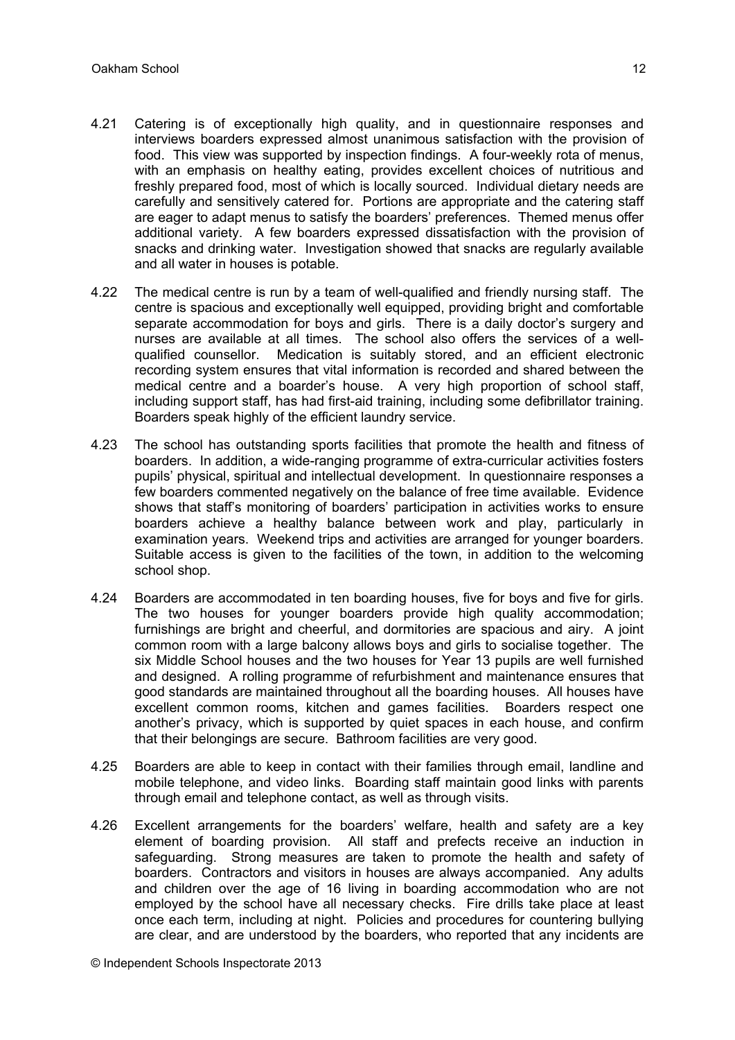4.21 Catering is of exceptionally high quality, and in questionnaire responses and interviews boarders expressed almost unanimous satisfaction with the provision of food. This view was supported by inspection findings. A four-weekly rota of menus, with an emphasis on healthy eating, provides excellent choices of nutritious and freshly prepared food, most of which is locally sourced. Individual dietary needs are carefully and sensitively catered for. Portions are appropriate and the catering staff are eager to adapt menus to satisfy the boarders' preferences. Themed menus offer additional variety. A few boarders expressed dissatisfaction with the provision of snacks and drinking water. Investigation showed that snacks are regularly available and all water in houses is potable.

4.22 The medical centre is run by a team of well-qualified and friendly nursing staff. The centre is spacious and exceptionally well equipped, providing bright and comfortable separate accommodation for boys and girls. There is a daily doctor's surgery and nurses are available at all times. The school also offers the services of a well-qualified counsellor. Medication is suitably stored, and an efficient electronic recording system ensures that vital information is recorded and shared between the medical centre and a boarder's house. A very high proportion of school staff, including support staff, has had first-aid training, including some defibrillator training. Boarders speak highly of the efficient laundry service.

4.23 The school has outstanding sports facilities that promote the health and fitness of boarders. In addition, a wide-ranging programme of extra-curricular activities fosters pupils' physical, spiritual and intellectual development. In questionnaire responses a few boarders commented negatively on the balance of free time available. Evidence shows that staff's monitoring of boarders' participation in activities works to ensure boarders achieve a healthy balance between work and play, particularly in examination years. Weekend trips and activities are arranged for younger boarders. Suitable access is given to the facilities of the town, in addition to the welcoming school shop.

4.24 Boarders are accommodated in ten boarding houses, five for boys and five for girls. The two houses for younger boarders provide high quality accommodation; furnishings are bright and cheerful, and dormitories are spacious and airy. A joint common room with a large balcony allows boys and girls to socialise together. The six Middle School houses and the two houses for Year 13 pupils are well furnished and designed. A rolling programme of refurbishment and maintenance ensures that good standards are maintained throughout all the boarding houses. All houses have excellent common rooms, kitchen and games facilities. Boarders respect one another's privacy, which is supported by quiet spaces in each house, and confirm that their belongings are secure. Bathroom facilities are very good.

4.25 Boarders are able to keep in contact with their families through email, landline and mobile telephone, and video links. Boarding staff maintain good links with parents through email and telephone contact, as well as through visits.

4.26 Excellent arrangements for the boarders' welfare, health and safety are a key element of boarding provision. All staff and prefects receive an induction in safeguarding. Strong measures are taken to promote the health and safety of boarders. Contractors and visitors in houses are always accompanied. Any adults and children over the age of 16 living in boarding accommodation who are not employed by the school have all necessary checks. Fire drills take place at least once each term, including at night. Policies and procedures for countering bullying are clear, and are understood by the boarders, who reported that any incidents are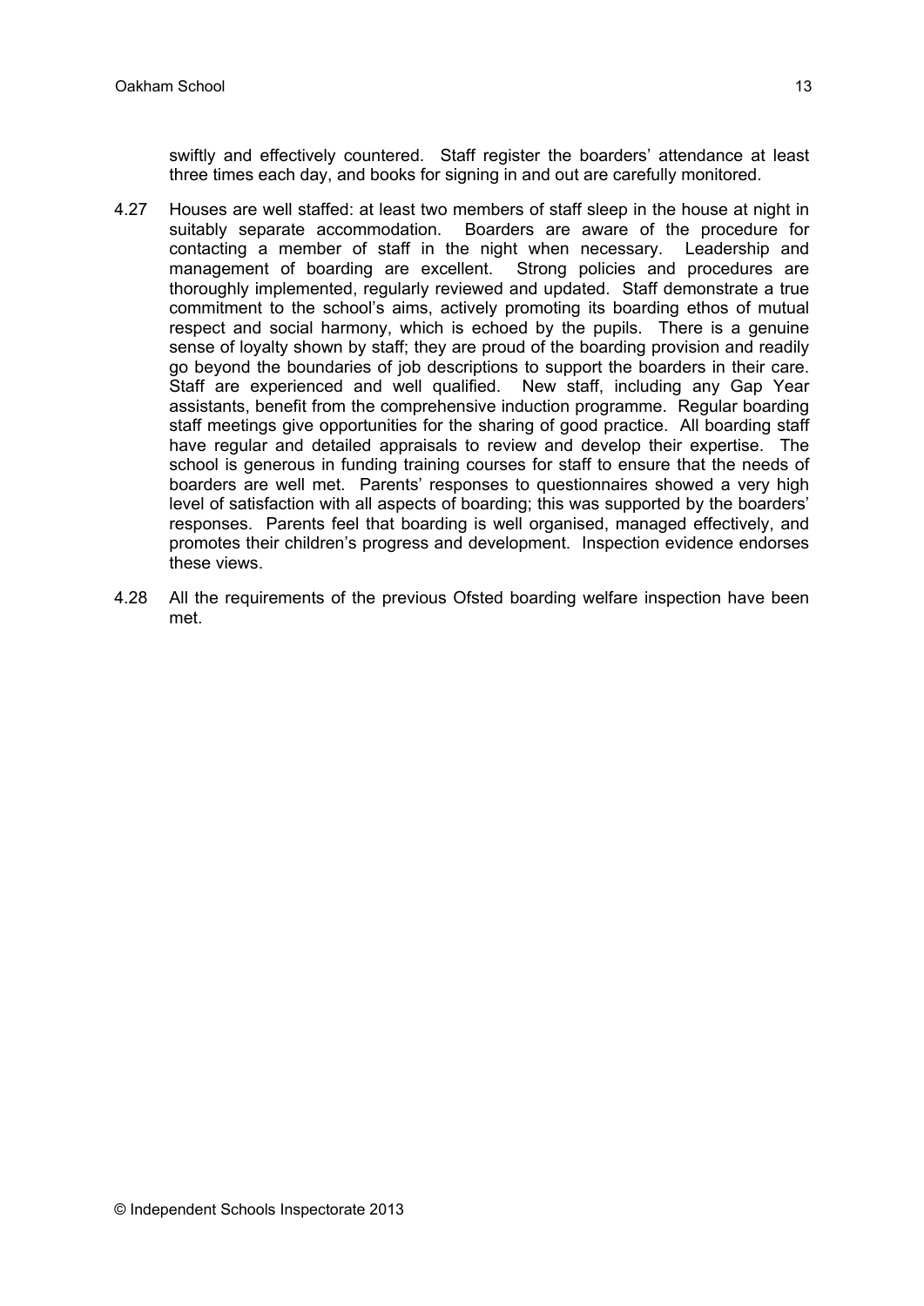swiftly and effectively countered. Staff register the boarders' attendance at least three times each day, and books for signing in and out are carefully monitored.

4.27 Houses are well staffed: at least two members of staff sleep in the house at night in suitably separate accommodation. Boarders are aware of the procedure for contacting a member of staff in the night when necessary. Leadership and management of boarding are excellent. Strong policies and procedures are thoroughly implemented, regularly reviewed and updated. Staff demonstrate a true commitment to the school's aims, actively promoting its boarding ethos of mutual respect and social harmony, which is echoed by the pupils. There is a genuine sense of loyalty shown by staff; they are proud of the boarding provision and readily go beyond the boundaries of job descriptions to support the boarders in their care. Staff are experienced and well qualified. New staff, including any Gap Year assistants, benefit from the comprehensive induction programme. Regular boarding staff meetings give opportunities for the sharing of good practice. All boarding staff have regular and detailed appraisals to review and develop their expertise. The school is generous in funding training courses for staff to ensure that the needs of boarders are well met. Parents' responses to questionnaires showed a very high level of satisfaction with all aspects of boarding; this was supported by the boarders' responses. Parents feel that boarding is well organised, managed effectively, and promotes their children's progress and development. Inspection evidence endorses these views.

4.28 All the requirements of the previous Ofsted boarding welfare inspection have been met.

© Independent Schools Inspectorate 2013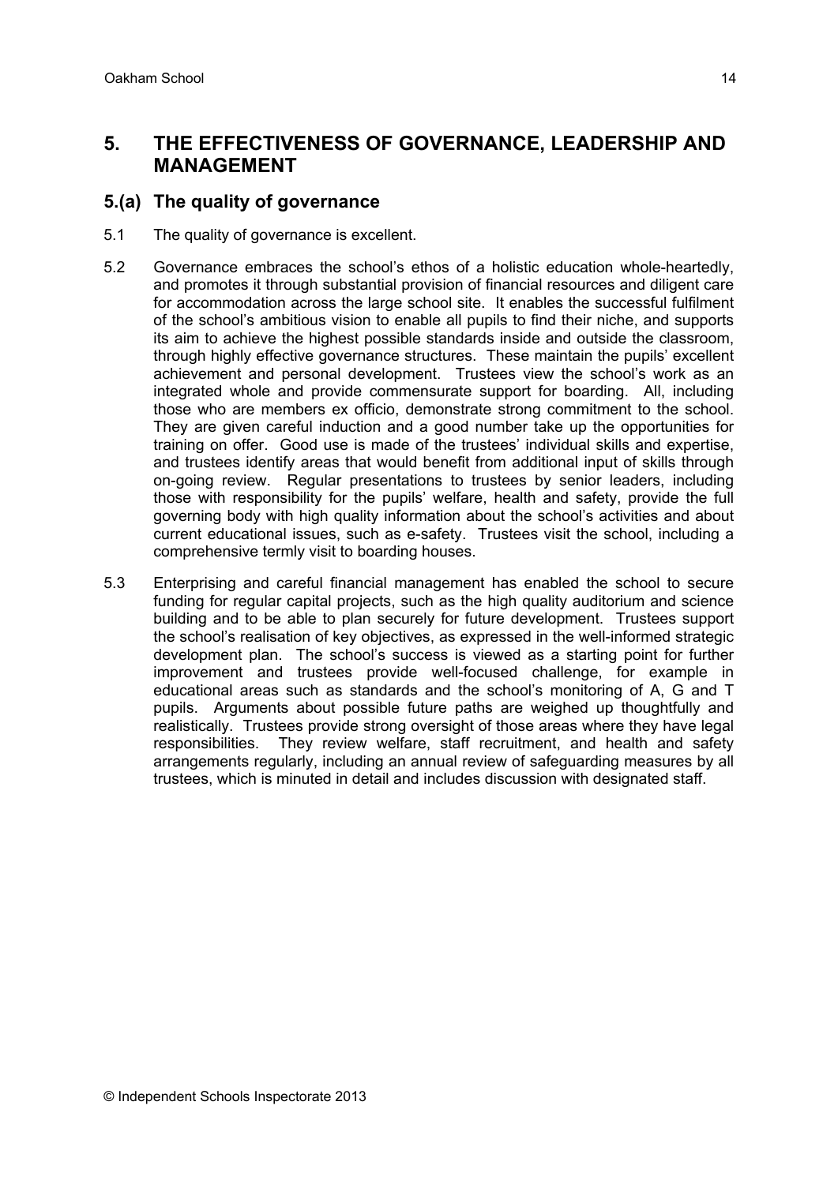## 5. THE EFFECTIVENESS OF GOVERNANCE, LEADERSHIP AND MANAGEMENT

### 5.(a) The quality of governance

5.1 The quality of governance is excellent.

5.2 Governance embraces the school's ethos of a holistic education whole-heartedly, and promotes it through substantial provision of financial resources and diligent care for accommodation across the large school site. It enables the successful fulfilment of the school's ambitious vision to enable all pupils to find their niche, and supports its aim to achieve the highest possible standards inside and outside the classroom, through highly effective governance structures. These maintain the pupils' excellent achievement and personal development. Trustees view the school's work as an integrated whole and provide commensurate support for boarding. All, including those who are members ex officio, demonstrate strong commitment to the school. They are given careful induction and a good number take up the opportunities for training on offer. Good use is made of the trustees' individual skills and expertise, and trustees identify areas that would benefit from additional input of skills through on-going review. Regular presentations to trustees by senior leaders, including those with responsibility for the pupils' welfare, health and safety, provide the full governing body with high quality information about the school's activities and about current educational issues, such as e-safety. Trustees visit the school, including a comprehensive termly visit to boarding houses.

5.3 Enterprising and careful financial management has enabled the school to secure funding for regular capital projects, such as the high quality auditorium and science building and to be able to plan securely for future development. Trustees support the school's realisation of key objectives, as expressed in the well-informed strategic development plan. The school's success is viewed as a starting point for further improvement and trustees provide well-focused challenge, for example in educational areas such as standards and the school's monitoring of A, G and T pupils. Arguments about possible future paths are weighed up thoughtfully and realistically. Trustees provide strong oversight of those areas where they have legal responsibilities. They review welfare, staff recruitment, and health and safety arrangements regularly, including an annual review of safeguarding measures by all trustees, which is minuted in detail and includes discussion with designated staff.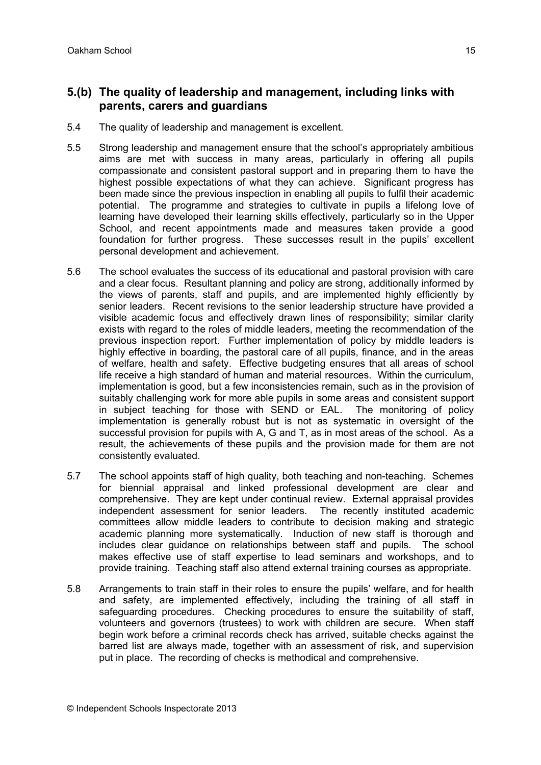## 5.(b) The quality of leadership and management, including links with parents, carers and guardians

5.4 The quality of leadership and management is excellent.

5.5 Strong leadership and management ensure that the school's appropriately ambitious aims are met with success in many areas, particularly in offering all pupils compassionate and consistent pastoral support and in preparing them to have the highest possible expectations of what they can achieve. Significant progress has been made since the previous inspection in enabling all pupils to fulfil their academic potential. The programme and strategies to cultivate in pupils a lifelong love of learning have developed their learning skills effectively, particularly so in the Upper School, and recent appointments made and measures taken provide a good foundation for further progress. These successes result in the pupils' excellent personal development and achievement.

5.6 The school evaluates the success of its educational and pastoral provision with care and a clear focus. Resultant planning and policy are strong, additionally informed by the views of parents, staff and pupils, and are implemented highly efficiently by senior leaders. Recent revisions to the senior leadership structure have provided a visible academic focus and effectively drawn lines of responsibility; similar clarity exists with regard to the roles of middle leaders, meeting the recommendation of the previous inspection report. Further implementation of policy by middle leaders is highly effective in boarding, the pastoral care of all pupils, finance, and in the areas of welfare, health and safety. Effective budgeting ensures that all areas of school life receive a high standard of human and material resources. Within the curriculum, implementation is good, but a few inconsistencies remain, such as in the provision of suitably challenging work for more able pupils in some areas and consistent support in subject teaching for those with SEND or EAL. The monitoring of policy implementation is generally robust but is not as systematic in oversight of the successful provision for pupils with A, G and T, as in most areas of the school. As a result, the achievements of these pupils and the provision made for them are not consistently evaluated.

5.7 The school appoints staff of high quality, both teaching and non-teaching. Schemes for biennial appraisal and linked professional development are clear and comprehensive. They are kept under continual review. External appraisal provides independent assessment for senior leaders. The recently instituted academic committees allow middle leaders to contribute to decision making and strategic academic planning more systematically. Induction of new staff is thorough and includes clear guidance on relationships between staff and pupils. The school makes effective use of staff expertise to lead seminars and workshops, and to provide training. Teaching staff also attend external training courses as appropriate.

5.8 Arrangements to train staff in their roles to ensure the pupils' welfare, and for health and safety, are implemented effectively, including the training of all staff in safeguarding procedures. Checking procedures to ensure the suitability of staff, volunteers and governors (trustees) to work with children are secure. When staff begin work before a criminal records check has arrived, suitable checks against the barred list are always made, together with an assessment of risk, and supervision put in place. The recording of checks is methodical and comprehensive.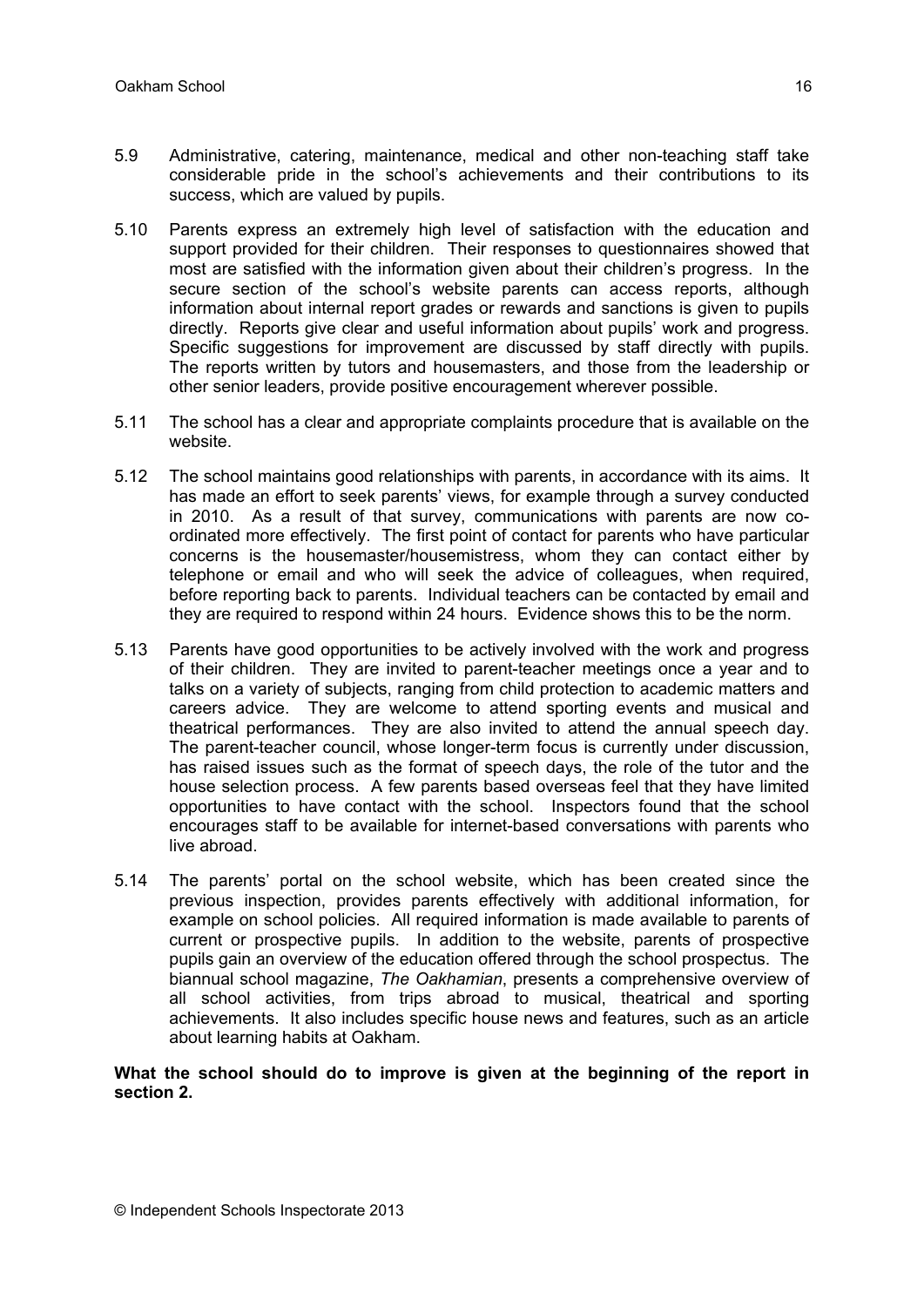5.9 Administrative, catering, maintenance, medical and other non-teaching staff take considerable pride in the school's achievements and their contributions to its success, which are valued by pupils.

5.10 Parents express an extremely high level of satisfaction with the education and support provided for their children. Their responses to questionnaires showed that most are satisfied with the information given about their children's progress. In the secure section of the school's website parents can access reports, although information about internal report grades or rewards and sanctions is given to pupils directly. Reports give clear and useful information about pupils' work and progress. Specific suggestions for improvement are discussed by staff directly with pupils. The reports written by tutors and housemasters, and those from the leadership or other senior leaders, provide positive encouragement wherever possible.

5.11 The school has a clear and appropriate complaints procedure that is available on the website.

5.12 The school maintains good relationships with parents, in accordance with its aims. It has made an effort to seek parents' views, for example through a survey conducted in 2010. As a result of that survey, communications with parents are now co-ordinated more effectively. The first point of contact for parents who have particular concerns is the housemaster/housemistress, whom they can contact either by telephone or email and who will seek the advice of colleagues, when required, before reporting back to parents. Individual teachers can be contacted by email and they are required to respond within 24 hours. Evidence shows this to be the norm.

5.13 Parents have good opportunities to be actively involved with the work and progress of their children. They are invited to parent-teacher meetings once a year and to talks on a variety of subjects, ranging from child protection to academic matters and careers advice. They are welcome to attend sporting events and musical and theatrical performances. They are also invited to attend the annual speech day. The parent-teacher council, whose longer-term focus is currently under discussion, has raised issues such as the format of speech days, the role of the tutor and the house selection process. A few parents based overseas feel that they have limited opportunities to have contact with the school. Inspectors found that the school encourages staff to be available for internet-based conversations with parents who live abroad.

5.14 The parents' portal on the school website, which has been created since the previous inspection, provides parents effectively with additional information, for example on school policies. All required information is made available to parents of current or prospective pupils. In addition to the website, parents of prospective pupils gain an overview of the education offered through the school prospectus. The biannual school magazine, *The Oakhamian*, presents a comprehensive overview of all school activities, from trips abroad to musical, theatrical and sporting achievements. It also includes specific house news and features, such as an article about learning habits at Oakham.

**What the school should do to improve is given at the beginning of the report in section 2.**

© Independent Schools Inspectorate 2013